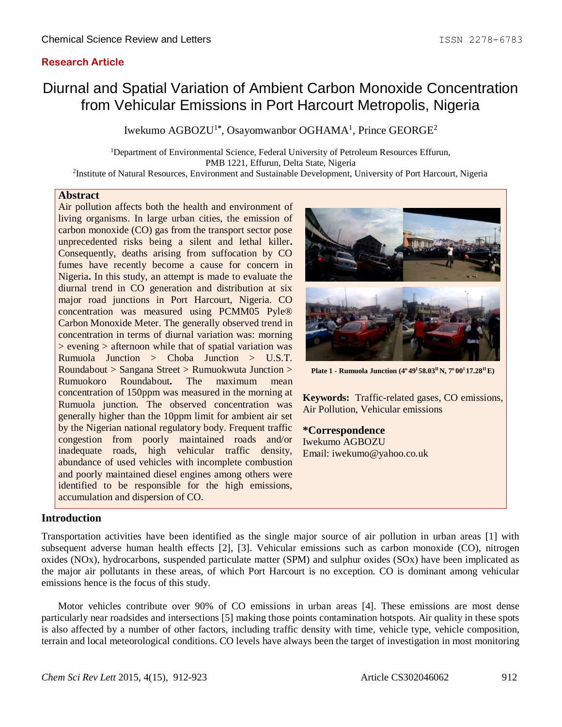Research Article

# Diurnal and Spatial Variation of Ambient Carbon Monoxide Concentration from Vehicular Emissions in Port Harcourt Metropolis, Nigeria

Iwekumo AGBOZU[1*], Osayomwanbor OGHAMA[1], Prince GEORGE[2]

[1]Department of Environmental Science, Federal University of Petroleum Resources Effurun, PMB 1221, Effurun, Delta State, Nigeria

[2]Institute of Natural Resources, Environment and Sustainable Development, University of Port Harcourt, Nigeria

## Abstract

Air pollution affects both the health and environment of living organisms. In large urban cities, the emission of carbon monoxide (CO) gas from the transport sector pose unprecedented risks being a silent and lethal killer**.** Consequently, deaths arising from suffocation by CO fumes have recently become a cause for concern in Nigeria**.** In this study, an attempt is made to evaluate the diurnal trend in CO generation and distribution at six major road junctions in Port Harcourt, Nigeria. CO concentration was measured using PCMM05 Pyle® Carbon Monoxide Meter. The generally observed trend in concentration in terms of diurnal variation was: morning > evening > afternoon while that of spatial variation was Rumuola Junction > Choba Junction > U.S.T. Roundabout > Sangana Street > Rumuokwuta Junction > Rumuokoro Roundabout**.** The maximum mean concentration of 150ppm was measured in the morning at Rumuola junction. The observed concentration was generally higher than the 10ppm limit for ambient air set by the Nigerian national regulatory body. Frequent traffic congestion from poorly maintained roads and/or inadequate roads, high vehicular traffic density, abundance of used vehicles with incomplete combustion and poorly maintained diesel engines among others were identified to be responsible for the high emissions, accumulation and dispersion of CO.

**Plate 1 - Rumuola Junction (4°49'58.03"N, 7°00'17.28"E)**

**Keywords:** Traffic-related gases, CO emissions, Air Pollution, Vehicular emissions

**\*Correspondence**
Iwekumo AGBOZU
Email: iwekumo@yahoo.co.uk

## Introduction

Transportation activities have been identified as the single major source of air pollution in urban areas [1] with subsequent adverse human health effects [2], [3]. Vehicular emissions such as carbon monoxide (CO), nitrogen oxides (NOx), hydrocarbons, suspended particulate matter (SPM) and sulphur oxides (SOx) have been implicated as the major air pollutants in these areas, of which Port Harcourt is no exception. CO is dominant among vehicular emissions hence is the focus of this study.

Motor vehicles contribute over 90% of CO emissions in urban areas [4]. These emissions are most dense particularly near roadsides and intersections [5] making those points contamination hotspots. Air quality in these spots is also affected by a number of other factors, including traffic density with time, vehicle type, vehicle composition, terrain and local meteorological conditions. CO levels have always been the target of investigation in most monitoring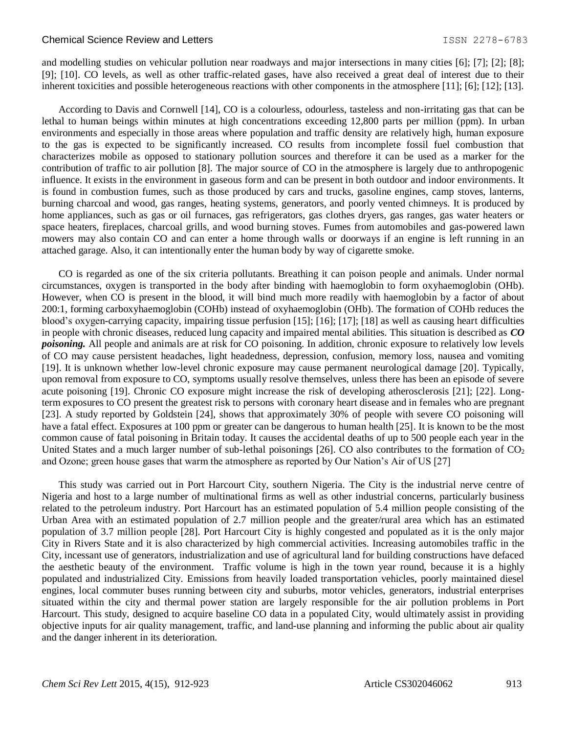and modelling studies on vehicular pollution near roadways and major intersections in many cities [6]; [7]; [2]; [8]; [9]; [10]. CO levels, as well as other traffic-related gases, have also received a great deal of interest due to their inherent toxicities and possible heterogeneous reactions with other components in the atmosphere [11]; [6]; [12]; [13].

According to Davis and Cornwell [14], CO is a colourless, odourless, tasteless and non-irritating gas that can be lethal to human beings within minutes at high concentrations exceeding 12,800 parts per million (ppm). In urban environments and especially in those areas where population and traffic density are relatively high, human exposure to the gas is expected to be significantly increased. CO results from incomplete fossil fuel combustion that characterizes mobile as opposed to stationary pollution sources and therefore it can be used as a marker for the contribution of traffic to air pollution [8]. The major source of CO in the atmosphere is largely due to anthropogenic influence. It exists in the environment in gaseous form and can be present in both outdoor and indoor environments. It is found in combustion fumes, such as those produced by cars and trucks, gasoline engines, camp stoves, lanterns, burning charcoal and wood, gas ranges, heating systems, generators, and poorly vented chimneys. It is produced by home appliances, such as gas or oil furnaces, gas refrigerators, gas clothes dryers, gas ranges, gas water heaters or space heaters, fireplaces, charcoal grills, and wood burning stoves. Fumes from automobiles and gas-powered lawn mowers may also contain CO and can enter a home through walls or doorways if an engine is left running in an attached garage. Also, it can intentionally enter the human body by way of cigarette smoke.

CO is regarded as one of the six criteria pollutants. Breathing it can poison people and animals. Under normal circumstances, oxygen is transported in the body after binding with haemoglobin to form oxyhaemoglobin (OHb). However, when CO is present in the blood, it will bind much more readily with haemoglobin by a factor of about 200:1, forming carboxyhaemoglobin (COHb) instead of oxyhaemoglobin (OHb). The formation of COHb reduces the blood's oxygen-carrying capacity, impairing tissue perfusion [15]; [16]; [17]; [18] as well as causing heart difficulties in people with chronic diseases, reduced lung capacity and impaired mental abilities. This situation is described as ***CO poisoning.*** All people and animals are at risk for CO poisoning. In addition, chronic exposure to relatively low levels of CO may cause persistent headaches, light headedness, depression, confusion, memory loss, nausea and vomiting [19]. It is unknown whether low-level chronic exposure may cause permanent neurological damage [20]. Typically, upon removal from exposure to CO, symptoms usually resolve themselves, unless there has been an episode of severe acute poisoning [19]. Chronic CO exposure might increase the risk of developing atherosclerosis [21]; [22]. Long-term exposures to CO present the greatest risk to persons with coronary heart disease and in females who are pregnant [23]. A study reported by Goldstein [24], shows that approximately 30% of people with severe CO poisoning will have a fatal effect. Exposures at 100 ppm or greater can be dangerous to human health [25]. It is known to be the most common cause of fatal poisoning in Britain today. It causes the accidental deaths of up to 500 people each year in the United States and a much larger number of sub-lethal poisonings [26]. CO also contributes to the formation of $CO_2$ and Ozone; green house gases that warm the atmosphere as reported by Our Nation's Air of US [27]

This study was carried out in Port Harcourt City, southern Nigeria. The City is the industrial nerve centre of Nigeria and host to a large number of multinational firms as well as other industrial concerns, particularly business related to the petroleum industry. Port Harcourt has an estimated population of 5.4 million people consisting of the Urban Area with an estimated population of 2.7 million people and the greater/rural area which has an estimated population of 3.7 million people [28]. Port Harcourt City is highly congested and populated as it is the only major City in Rivers State and it is also characterized by high commercial activities. Increasing automobiles traffic in the City, incessant use of generators, industrialization and use of agricultural land for building constructions have defaced the aesthetic beauty of the environment. Traffic volume is high in the town year round, because it is a highly populated and industrialized City. Emissions from heavily loaded transportation vehicles, poorly maintained diesel engines, local commuter buses running between city and suburbs, motor vehicles, generators, industrial enterprises situated within the city and thermal power station are largely responsible for the air pollution problems in Port Harcourt. This study, designed to acquire baseline CO data in a populated City, would ultimately assist in providing objective inputs for air quality management, traffic, and land-use planning and informing the public about air quality and the danger inherent in its deterioration.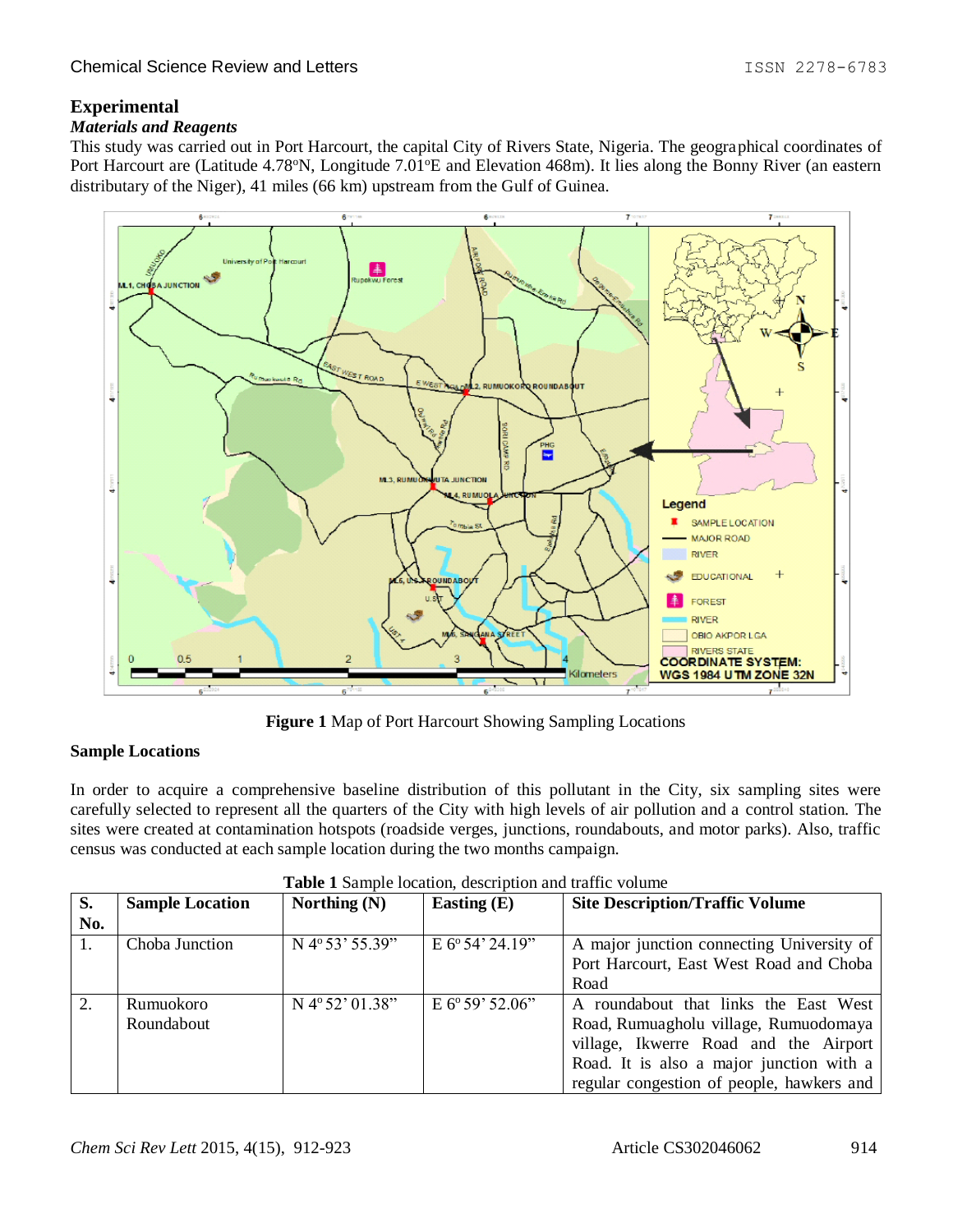## Experimental

### *Materials and Reagents*

This study was carried out in Port Harcourt, the capital City of Rivers State, Nigeria. The geographical coordinates of Port Harcourt are (Latitude 4.78°N, Longitude 7.01°E and Elevation 468m). It lies along the Bonny River (an eastern distributary of the Niger), 41 miles (66 km) upstream from the Gulf of Guinea.

**Figure 1** Map of Port Harcourt Showing Sampling Locations

### Sample Locations

In order to acquire a comprehensive baseline distribution of this pollutant in the City, six sampling sites were carefully selected to represent all the quarters of the City with high levels of air pollution and a control station. The sites were created at contamination hotspots (roadside verges, junctions, roundabouts, and motor parks). Also, traffic census was conducted at each sample location during the two months campaign.

**Table 1** Sample location, description and traffic volume

| S. No. | Sample Location | Northing (N) | Easting (E) | Site Description/Traffic Volume |
|---|---|---|---|---|
| 1. | Choba Junction | N 4° 53' 55.39" | E 6° 54' 24.19" | A major junction connecting University of Port Harcourt, East West Road and Choba Road |
| 2. | Rumuokoro Roundabout | N 4° 52' 01.38" | E 6° 59' 52.06" | A roundabout that links the East West Road, Rumuagholu village, Rumuodomaya village, Ikwerre Road and the Airport Road. It is also a major junction with a regular congestion of people, hawkers and |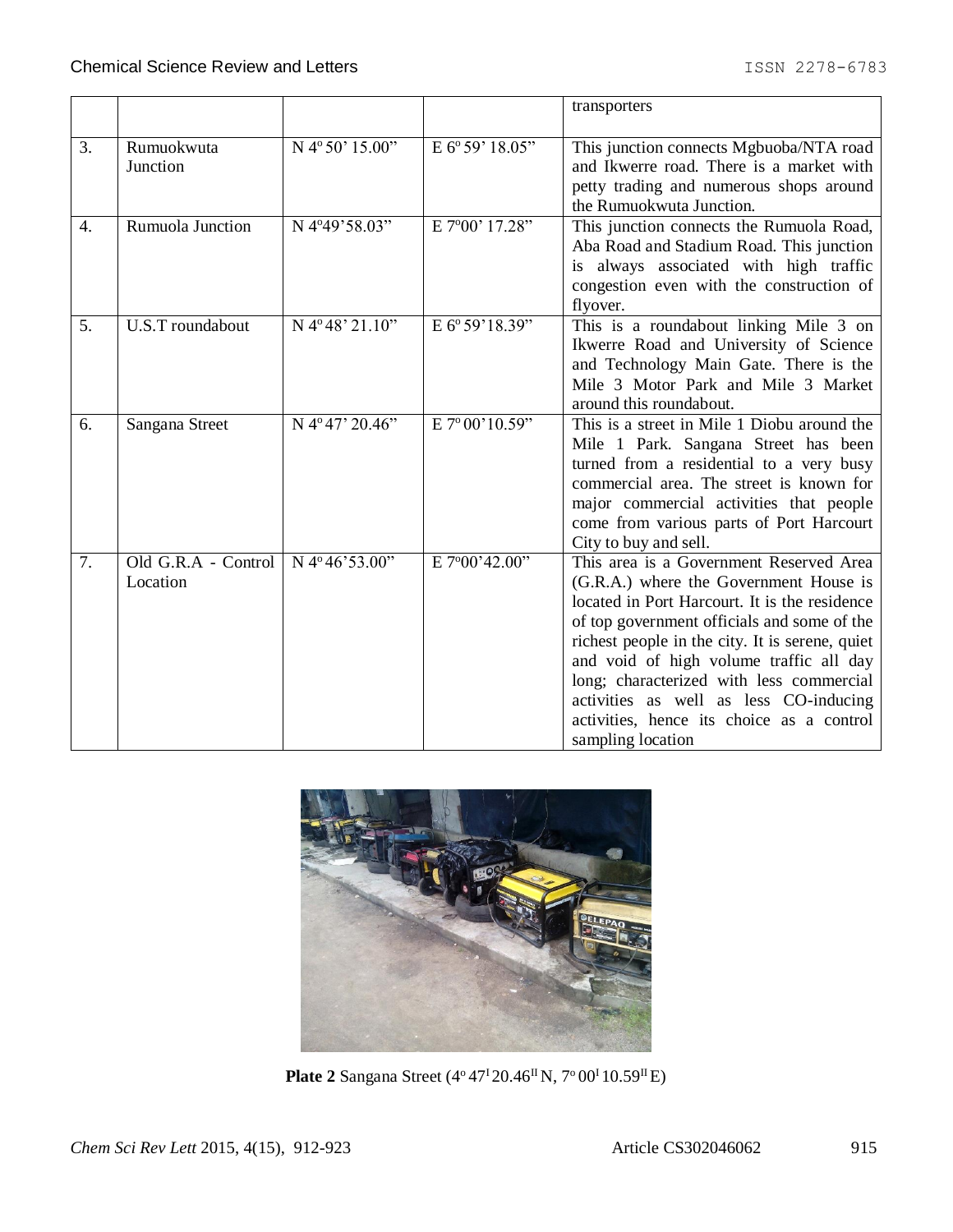| | | | | transporters |
|---|---|---|---|---|
| 3. | Rumuokwuta Junction | N 4º 50' 15.00" | E 6º 59' 18.05" | This junction connects Mgbuoba/NTA road and Ikwerre road. There is a market with petty trading and numerous shops around the Rumuokwuta Junction. |
| 4. | Rumuola Junction | N 4º49'58.03" | E 7º00' 17.28" | This junction connects the Rumuola Road, Aba Road and Stadium Road. This junction is always associated with high traffic congestion even with the construction of flyover. |
| 5. | U.S.T roundabout | N 4º 48' 21.10" | E 6º 59'18.39" | This is a roundabout linking Mile 3 on Ikwerre Road and University of Science and Technology Main Gate. There is the Mile 3 Motor Park and Mile 3 Market around this roundabout. |
| 6. | Sangana Street | N 4º 47' 20.46" | E 7º 00'10.59" | This is a street in Mile 1 Diobu around the Mile 1 Park. Sangana Street has been turned from a residential to a very busy commercial area. The street is known for major commercial activities that people come from various parts of Port Harcourt City to buy and sell. |
| 7. | Old G.R.A - Control Location | N 4º 46'53.00" | E 7º00'42.00" | This area is a Government Reserved Area (G.R.A.) where the Government House is located in Port Harcourt. It is the residence of top government officials and some of the richest people in the city. It is serene, quiet and void of high volume traffic all day long; characterized with less commercial activities as well as less CO-inducing activities, hence its choice as a control sampling location |

**Plate 2** Sangana Street (4º 47' 20.46'' N, 7º 00' 10.59'' E)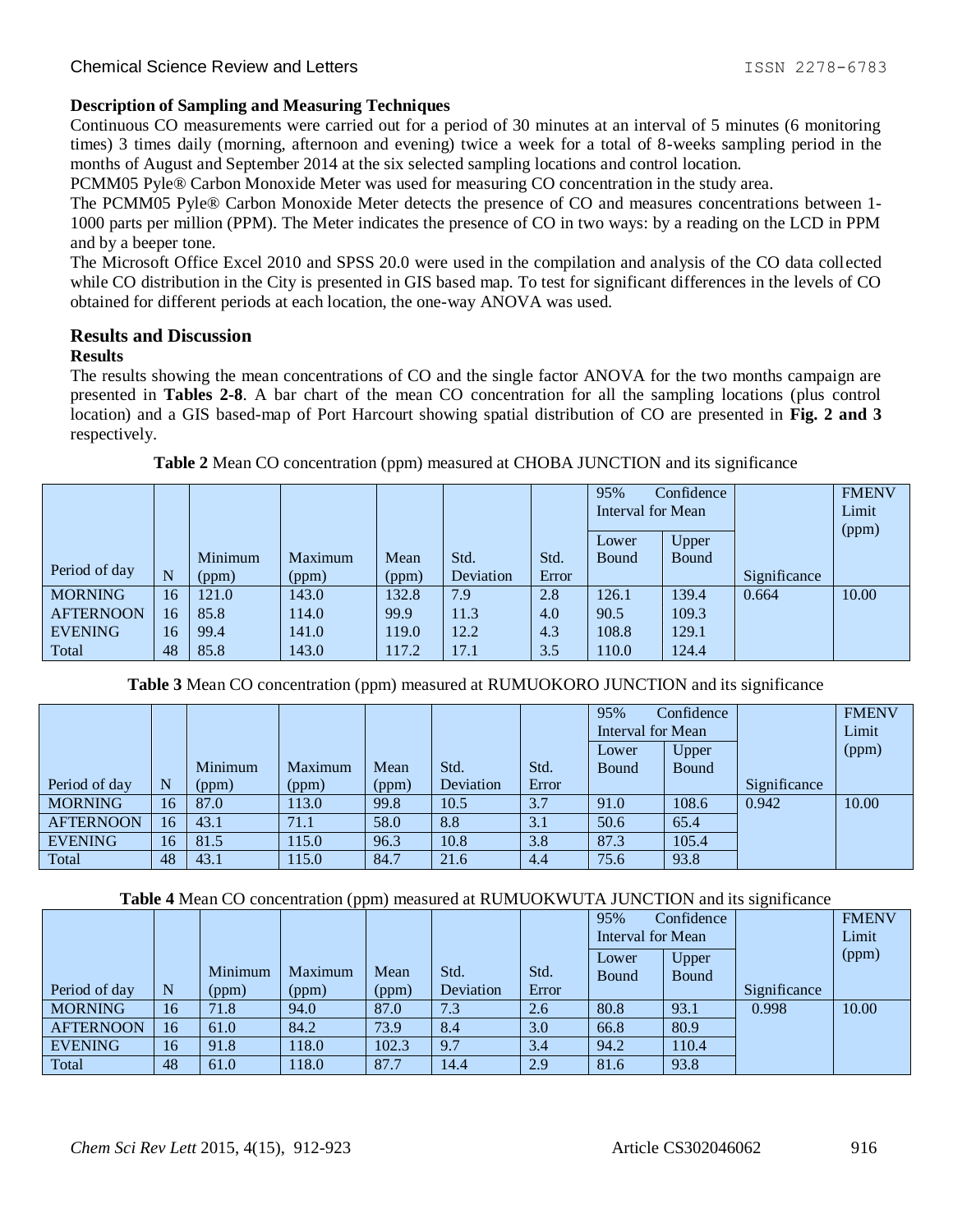### Description of Sampling and Measuring Techniques

Continuous CO measurements were carried out for a period of 30 minutes at an interval of 5 minutes (6 monitoring times) 3 times daily (morning, afternoon and evening) twice a week for a total of 8-weeks sampling period in the months of August and September 2014 at the six selected sampling locations and control location.

PCMM05 Pyle® Carbon Monoxide Meter was used for measuring CO concentration in the study area.

The PCMM05 Pyle® Carbon Monoxide Meter detects the presence of CO and measures concentrations between 1-1000 parts per million (PPM). The Meter indicates the presence of CO in two ways: by a reading on the LCD in PPM and by a beeper tone.

The Microsoft Office Excel 2010 and SPSS 20.0 were used in the compilation and analysis of the CO data collected while CO distribution in the City is presented in GIS based map. To test for significant differences in the levels of CO obtained for different periods at each location, the one-way ANOVA was used.

## Results and Discussion

### Results

The results showing the mean concentrations of CO and the single factor ANOVA for the two months campaign are presented in **Tables 2-8**. A bar chart of the mean CO concentration for all the sampling locations (plus control location) and a GIS based-map of Port Harcourt showing spatial distribution of CO are presented in **Fig. 2 and 3** respectively.

**Table 2** Mean CO concentration (ppm) measured at CHOBA JUNCTION and its significance

| Period of day | N | Minimum (ppm) | Maximum (ppm) | Mean (ppm) | Std. Deviation | Std. Error | 95% Confidence Interval for Mean | | Significance | FMENV Limit (ppm) |
|---|---|---|---|---|---|---|---|---|---|---|
| | | | | | | | Lower Bound | Upper Bound | | |
| MORNING | 16 | 121.0 | 143.0 | 132.8 | 7.9 | 2.8 | 126.1 | 139.4 | 0.664 | 10.00 |
| AFTERNOON | 16 | 85.8 | 114.0 | 99.9 | 11.3 | 4.0 | 90.5 | 109.3 | | |
| EVENING | 16 | 99.4 | 141.0 | 119.0 | 12.2 | 4.3 | 108.8 | 129.1 | | |
| Total | 48 | 85.8 | 143.0 | 117.2 | 17.1 | 3.5 | 110.0 | 124.4 | | |

**Table 3** Mean CO concentration (ppm) measured at RUMUOKORO JUNCTION and its significance

| Period of day | N | Minimum (ppm) | Maximum (ppm) | Mean (ppm) | Std. Deviation | Std. Error | 95% Confidence Interval for Mean | | Significance | FMENV Limit (ppm) |
|---|---|---|---|---|---|---|---|---|---|---|
| | | | | | | | Lower Bound | Upper Bound | | |
| MORNING | 16 | 87.0 | 113.0 | 99.8 | 10.5 | 3.7 | 91.0 | 108.6 | 0.942 | 10.00 |
| AFTERNOON | 16 | 43.1 | 71.1 | 58.0 | 8.8 | 3.1 | 50.6 | 65.4 | | |
| EVENING | 16 | 81.5 | 115.0 | 96.3 | 10.8 | 3.8 | 87.3 | 105.4 | | |
| Total | 48 | 43.1 | 115.0 | 84.7 | 21.6 | 4.4 | 75.6 | 93.8 | | |

**Table 4** Mean CO concentration (ppm) measured at RUMUOKWUTA JUNCTION and its significance

| Period of day | N | Minimum (ppm) | Maximum (ppm) | Mean (ppm) | Std. Deviation | Std. Error | 95% Confidence Interval for Mean | | Significance | FMENV Limit (ppm) |
|---|---|---|---|---|---|---|---|---|---|---|
| | | | | | | | Lower Bound | Upper Bound | | |
| MORNING | 16 | 71.8 | 94.0 | 87.0 | 7.3 | 2.6 | 80.8 | 93.1 | 0.998 | 10.00 |
| AFTERNOON | 16 | 61.0 | 84.2 | 73.9 | 8.4 | 3.0 | 66.8 | 80.9 | | |
| EVENING | 16 | 91.8 | 118.0 | 102.3 | 9.7 | 3.4 | 94.2 | 110.4 | | |
| Total | 48 | 61.0 | 118.0 | 87.7 | 14.4 | 2.9 | 81.6 | 93.8 | | |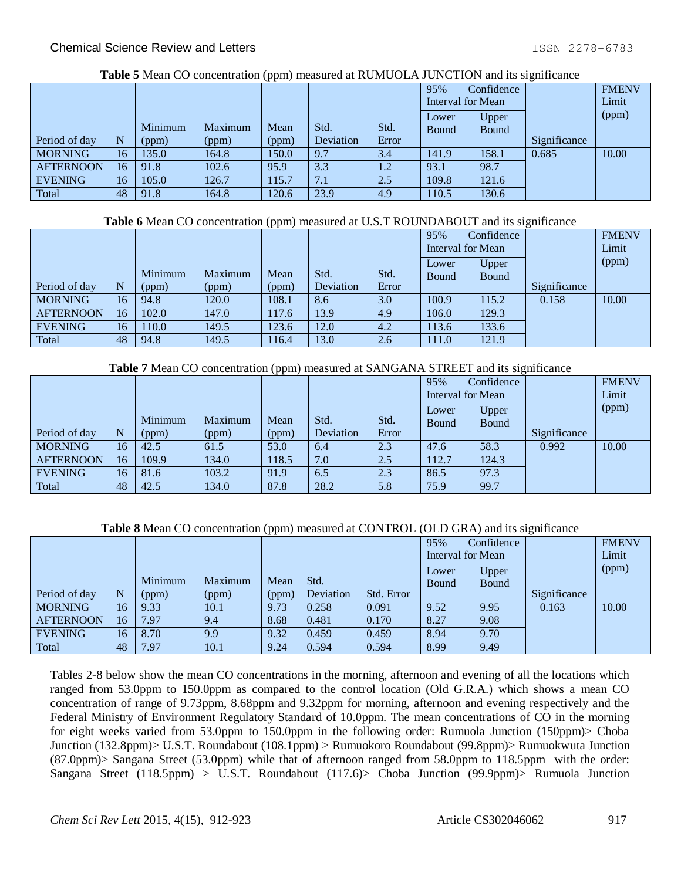**Table 5** Mean CO concentration (ppm) measured at RUMUOLA JUNCTION and its significance

| Period of day | N | Minimum (ppm) | Maximum (ppm) | Mean (ppm) | Std. Deviation | Std. Error | 95% Confidence Interval for Mean | | Significance | FMENV Limit (ppm) |
|---|---|---|---|---|---|---|---|---|---|---|
| | | | | | | | Lower Bound | Upper Bound | | |
| MORNING | 16 | 135.0 | 164.8 | 150.0 | 9.7 | 3.4 | 141.9 | 158.1 | 0.685 | 10.00 |
| AFTERNOON | 16 | 91.8 | 102.6 | 95.9 | 3.3 | 1.2 | 93.1 | 98.7 | | |
| EVENING | 16 | 105.0 | 126.7 | 115.7 | 7.1 | 2.5 | 109.8 | 121.6 | | |
| Total | 48 | 91.8 | 164.8 | 120.6 | 23.9 | 4.9 | 110.5 | 130.6 | | |

**Table 6** Mean CO concentration (ppm) measured at U.S.T ROUNDABOUT and its significance

| Period of day | N | Minimum (ppm) | Maximum (ppm) | Mean (ppm) | Std. Deviation | Std. Error | 95% Confidence Interval for Mean | | Significance | FMENV Limit (ppm) |
|---|---|---|---|---|---|---|---|---|---|---|
| | | | | | | | Lower Bound | Upper Bound | | |
| MORNING | 16 | 94.8 | 120.0 | 108.1 | 8.6 | 3.0 | 100.9 | 115.2 | 0.158 | 10.00 |
| AFTERNOON | 16 | 102.0 | 147.0 | 117.6 | 13.9 | 4.9 | 106.0 | 129.3 | | |
| EVENING | 16 | 110.0 | 149.5 | 123.6 | 12.0 | 4.2 | 113.6 | 133.6 | | |
| Total | 48 | 94.8 | 149.5 | 116.4 | 13.0 | 2.6 | 111.0 | 121.9 | | |

**Table 7** Mean CO concentration (ppm) measured at SANGANA STREET and its significance

| Period of day | N | Minimum (ppm) | Maximum (ppm) | Mean (ppm) | Std. Deviation | Std. Error | 95% Confidence Interval for Mean | | Significance | FMENV Limit (ppm) |
|---|---|---|---|---|---|---|---|---|---|---|
| | | | | | | | Lower Bound | Upper Bound | | |
| MORNING | 16 | 42.5 | 61.5 | 53.0 | 6.4 | 2.3 | 47.6 | 58.3 | 0.992 | 10.00 |
| AFTERNOON | 16 | 109.9 | 134.0 | 118.5 | 7.0 | 2.5 | 112.7 | 124.3 | | |
| EVENING | 16 | 81.6 | 103.2 | 91.9 | 6.5 | 2.3 | 86.5 | 97.3 | | |
| Total | 48 | 42.5 | 134.0 | 87.8 | 28.2 | 5.8 | 75.9 | 99.7 | | |

**Table 8** Mean CO concentration (ppm) measured at CONTROL (OLD GRA) and its significance

| Period of day | N | Minimum (ppm) | Maximum (ppm) | Mean (ppm) | Std. Deviation | Std. Error | 95% Confidence Interval for Mean | | Significance | FMENV Limit (ppm) |
|---|---|---|---|---|---|---|---|---|---|---|
| | | | | | | | Lower Bound | Upper Bound | | |
| MORNING | 16 | 9.33 | 10.1 | 9.73 | 0.258 | 0.091 | 9.52 | 9.95 | 0.163 | 10.00 |
| AFTERNOON | 16 | 7.97 | 9.4 | 8.68 | 0.481 | 0.170 | 8.27 | 9.08 | | |
| EVENING | 16 | 8.70 | 9.9 | 9.32 | 0.459 | 0.459 | 8.94 | 9.70 | | |
| Total | 48 | 7.97 | 10.1 | 9.24 | 0.594 | 0.594 | 8.99 | 9.49 | | |

Tables 2-8 below show the mean CO concentrations in the morning, afternoon and evening of all the locations which ranged from 53.0ppm to 150.0ppm as compared to the control location (Old G.R.A.) which shows a mean CO concentration of range of 9.73ppm, 8.68ppm and 9.32ppm for morning, afternoon and evening respectively and the Federal Ministry of Environment Regulatory Standard of 10.0ppm. The mean concentrations of CO in the morning for eight weeks varied from 53.0ppm to 150.0ppm in the following order: Rumuola Junction (150ppm)> Choba Junction (132.8ppm)> U.S.T. Roundabout (108.1ppm) > Rumuokoro Roundabout (99.8ppm)> Rumuokwuta Junction (87.0ppm)> Sangana Street (53.0ppm) while that of afternoon ranged from 58.0ppm to 118.5ppm with the order: Sangana Street (118.5ppm) > U.S.T. Roundabout (117.6)> Choba Junction (99.9ppm)> Rumuola Junction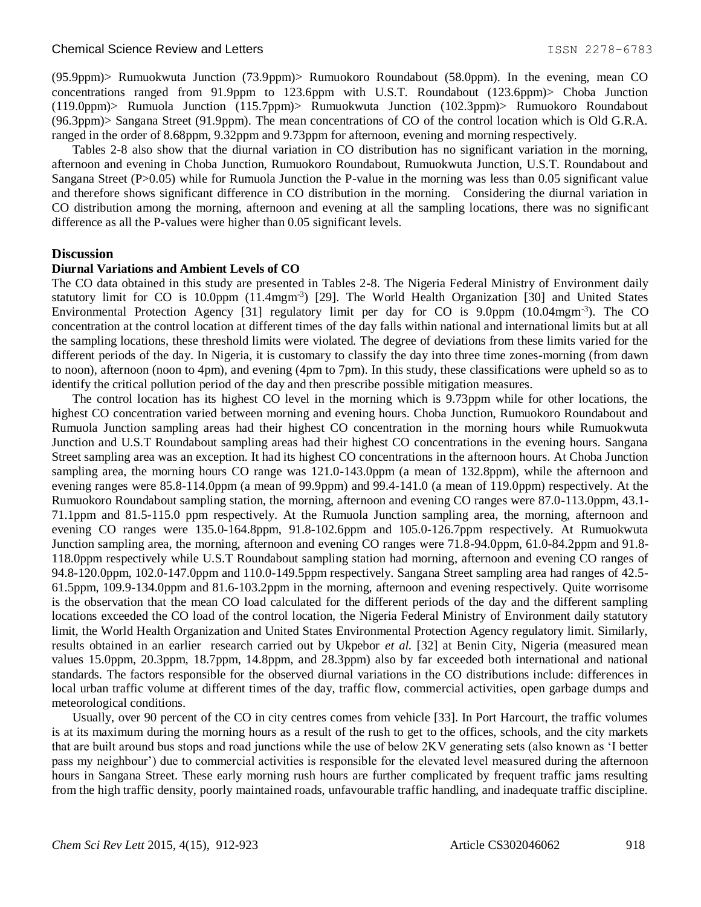(95.9ppm)> Rumuokwuta Junction (73.9ppm)> Rumuokoro Roundabout (58.0ppm). In the evening, mean CO concentrations ranged from 91.9ppm to 123.6ppm with U.S.T. Roundabout (123.6ppm)> Choba Junction (119.0ppm)> Rumuola Junction (115.7ppm)> Rumuokwuta Junction (102.3ppm)> Rumuokoro Roundabout (96.3ppm)> Sangana Street (91.9ppm). The mean concentrations of CO of the control location which is Old G.R.A. ranged in the order of 8.68ppm, 9.32ppm and 9.73ppm for afternoon, evening and morning respectively.

Tables 2-8 also show that the diurnal variation in CO distribution has no significant variation in the morning, afternoon and evening in Choba Junction, Rumuokoro Roundabout, Rumuokwuta Junction, U.S.T. Roundabout and Sangana Street (P>0.05) while for Rumuola Junction the P-value in the morning was less than 0.05 significant value and therefore shows significant difference in CO distribution in the morning. Considering the diurnal variation in CO distribution among the morning, afternoon and evening at all the sampling locations, there was no significant difference as all the P-values were higher than 0.05 significant levels.

## Discussion

### Diurnal Variations and Ambient Levels of CO

The CO data obtained in this study are presented in Tables 2-8. The Nigeria Federal Ministry of Environment daily statutory limit for CO is 10.0ppm (11.4mgm$^{-3}$) [29]. The World Health Organization [30] and United States Environmental Protection Agency [31] regulatory limit per day for CO is 9.0ppm (10.04mgm$^{-3}$). The CO concentration at the control location at different times of the day falls within national and international limits but at all the sampling locations, these threshold limits were violated. The degree of deviations from these limits varied for the different periods of the day. In Nigeria, it is customary to classify the day into three time zones-morning (from dawn to noon), afternoon (noon to 4pm), and evening (4pm to 7pm). In this study, these classifications were upheld so as to identify the critical pollution period of the day and then prescribe possible mitigation measures.

The control location has its highest CO level in the morning which is 9.73ppm while for other locations, the highest CO concentration varied between morning and evening hours. Choba Junction, Rumuokoro Roundabout and Rumuola Junction sampling areas had their highest CO concentration in the morning hours while Rumuokwuta Junction and U.S.T Roundabout sampling areas had their highest CO concentrations in the evening hours. Sangana Street sampling area was an exception. It had its highest CO concentrations in the afternoon hours. At Choba Junction sampling area, the morning hours CO range was 121.0-143.0ppm (a mean of 132.8ppm), while the afternoon and evening ranges were 85.8-114.0ppm (a mean of 99.9ppm) and 99.4-141.0 (a mean of 119.0ppm) respectively. At the Rumuokoro Roundabout sampling station, the morning, afternoon and evening CO ranges were 87.0-113.0ppm, 43.1-71.1ppm and 81.5-115.0 ppm respectively. At the Rumuola Junction sampling area, the morning, afternoon and evening CO ranges were 135.0-164.8ppm, 91.8-102.6ppm and 105.0-126.7ppm respectively. At Rumuokwuta Junction sampling area, the morning, afternoon and evening CO ranges were 71.8-94.0ppm, 61.0-84.2ppm and 91.8-118.0ppm respectively while U.S.T Roundabout sampling station had morning, afternoon and evening CO ranges of 94.8-120.0ppm, 102.0-147.0ppm and 110.0-149.5ppm respectively. Sangana Street sampling area had ranges of 42.5-61.5ppm, 109.9-134.0ppm and 81.6-103.2ppm in the morning, afternoon and evening respectively. Quite worrisome is the observation that the mean CO load calculated for the different periods of the day and the different sampling locations exceeded the CO load of the control location, the Nigeria Federal Ministry of Environment daily statutory limit, the World Health Organization and United States Environmental Protection Agency regulatory limit. Similarly, results obtained in an earlier research carried out by Ukpebor *et al.* [32] at Benin City, Nigeria (measured mean values 15.0ppm, 20.3ppm, 18.7ppm, 14.8ppm, and 28.3ppm) also by far exceeded both international and national standards. The factors responsible for the observed diurnal variations in the CO distributions include: differences in local urban traffic volume at different times of the day, traffic flow, commercial activities, open garbage dumps and meteorological conditions.

Usually, over 90 percent of the CO in city centres comes from vehicle [33]. In Port Harcourt, the traffic volumes is at its maximum during the morning hours as a result of the rush to get to the offices, schools, and the city markets that are built around bus stops and road junctions while the use of below 2KV generating sets (also known as 'I better pass my neighbour') due to commercial activities is responsible for the elevated level measured during the afternoon hours in Sangana Street. These early morning rush hours are further complicated by frequent traffic jams resulting from the high traffic density, poorly maintained roads, unfavourable traffic handling, and inadequate traffic discipline.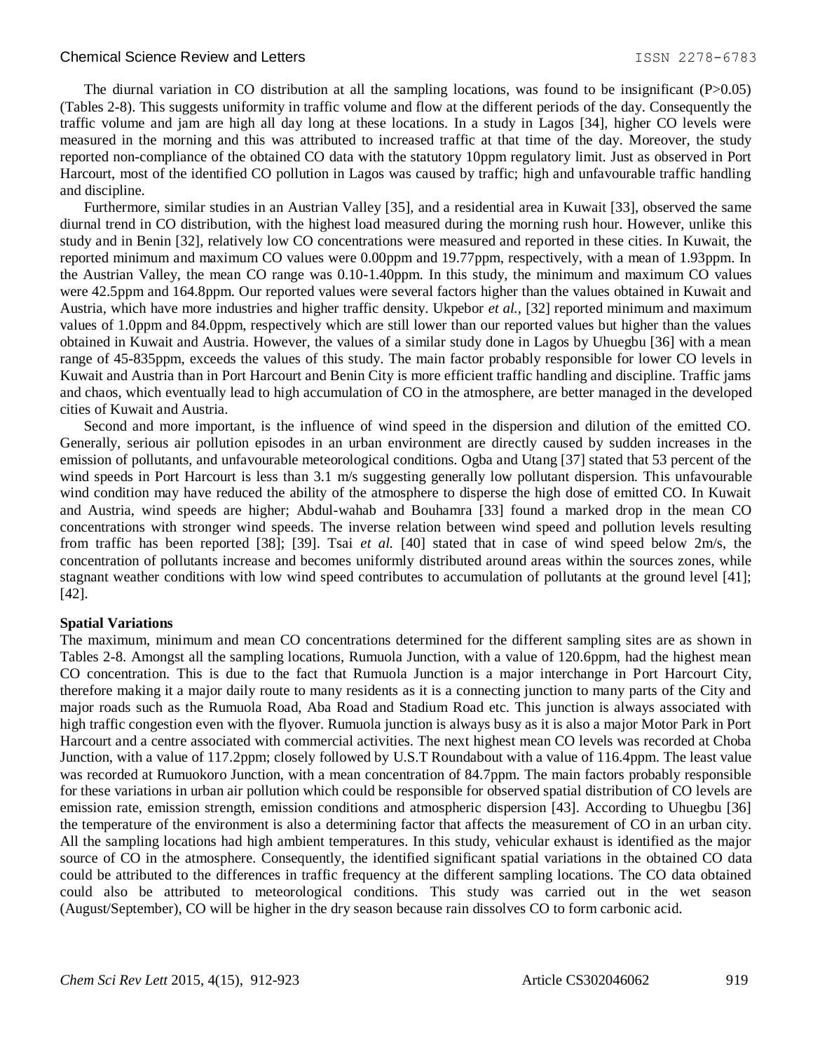The diurnal variation in CO distribution at all the sampling locations, was found to be insignificant ($P>0.05$) (Tables 2-8). This suggests uniformity in traffic volume and flow at the different periods of the day. Consequently the traffic volume and jam are high all day long at these locations. In a study in Lagos [34], higher CO levels were measured in the morning and this was attributed to increased traffic at that time of the day. Moreover, the study reported non-compliance of the obtained CO data with the statutory 10ppm regulatory limit. Just as observed in Port Harcourt, most of the identified CO pollution in Lagos was caused by traffic; high and unfavourable traffic handling and discipline.

Furthermore, similar studies in an Austrian Valley [35], and a residential area in Kuwait [33], observed the same diurnal trend in CO distribution, with the highest load measured during the morning rush hour. However, unlike this study and in Benin [32], relatively low CO concentrations were measured and reported in these cities. In Kuwait, the reported minimum and maximum CO values were 0.00ppm and 19.77ppm, respectively, with a mean of 1.93ppm. In the Austrian Valley, the mean CO range was 0.10-1.40ppm. In this study, the minimum and maximum CO values were 42.5ppm and 164.8ppm. Our reported values were several factors higher than the values obtained in Kuwait and Austria, which have more industries and higher traffic density. Ukpebor *et al.*, [32] reported minimum and maximum values of 1.0ppm and 84.0ppm, respectively which are still lower than our reported values but higher than the values obtained in Kuwait and Austria. However, the values of a similar study done in Lagos by Uhuegbu [36] with a mean range of 45-835ppm, exceeds the values of this study. The main factor probably responsible for lower CO levels in Kuwait and Austria than in Port Harcourt and Benin City is more efficient traffic handling and discipline. Traffic jams and chaos, which eventually lead to high accumulation of CO in the atmosphere, are better managed in the developed cities of Kuwait and Austria.

Second and more important, is the influence of wind speed in the dispersion and dilution of the emitted CO. Generally, serious air pollution episodes in an urban environment are directly caused by sudden increases in the emission of pollutants, and unfavourable meteorological conditions. Ogba and Utang [37] stated that 53 percent of the wind speeds in Port Harcourt is less than 3.1 m/s suggesting generally low pollutant dispersion. This unfavourable wind condition may have reduced the ability of the atmosphere to disperse the high dose of emitted CO. In Kuwait and Austria, wind speeds are higher; Abdul-wahab and Bouhamra [33] found a marked drop in the mean CO concentrations with stronger wind speeds. The inverse relation between wind speed and pollution levels resulting from traffic has been reported [38]; [39]. Tsai *et al.* [40] stated that in case of wind speed below 2m/s, the concentration of pollutants increase and becomes uniformly distributed around areas within the sources zones, while stagnant weather conditions with low wind speed contributes to accumulation of pollutants at the ground level [41]; [42].

**Spatial Variations**

The maximum, minimum and mean CO concentrations determined for the different sampling sites are as shown in Tables 2-8. Amongst all the sampling locations, Rumuola Junction, with a value of 120.6ppm, had the highest mean CO concentration. This is due to the fact that Rumuola Junction is a major interchange in Port Harcourt City, therefore making it a major daily route to many residents as it is a connecting junction to many parts of the City and major roads such as the Rumuola Road, Aba Road and Stadium Road etc. This junction is always associated with high traffic congestion even with the flyover. Rumuola junction is always busy as it is also a major Motor Park in Port Harcourt and a centre associated with commercial activities. The next highest mean CO levels was recorded at Choba Junction, with a value of 117.2ppm; closely followed by U.S.T Roundabout with a value of 116.4ppm. The least value was recorded at Rumuokoro Junction, with a mean concentration of 84.7ppm. The main factors probably responsible for these variations in urban air pollution which could be responsible for observed spatial distribution of CO levels are emission rate, emission strength, emission conditions and atmospheric dispersion [43]. According to Uhuegbu [36] the temperature of the environment is also a determining factor that affects the measurement of CO in an urban city. All the sampling locations had high ambient temperatures. In this study, vehicular exhaust is identified as the major source of CO in the atmosphere. Consequently, the identified significant spatial variations in the obtained CO data could be attributed to the differences in traffic frequency at the different sampling locations. The CO data obtained could also be attributed to meteorological conditions. This study was carried out in the wet season (August/September), CO will be higher in the dry season because rain dissolves CO to form carbonic acid.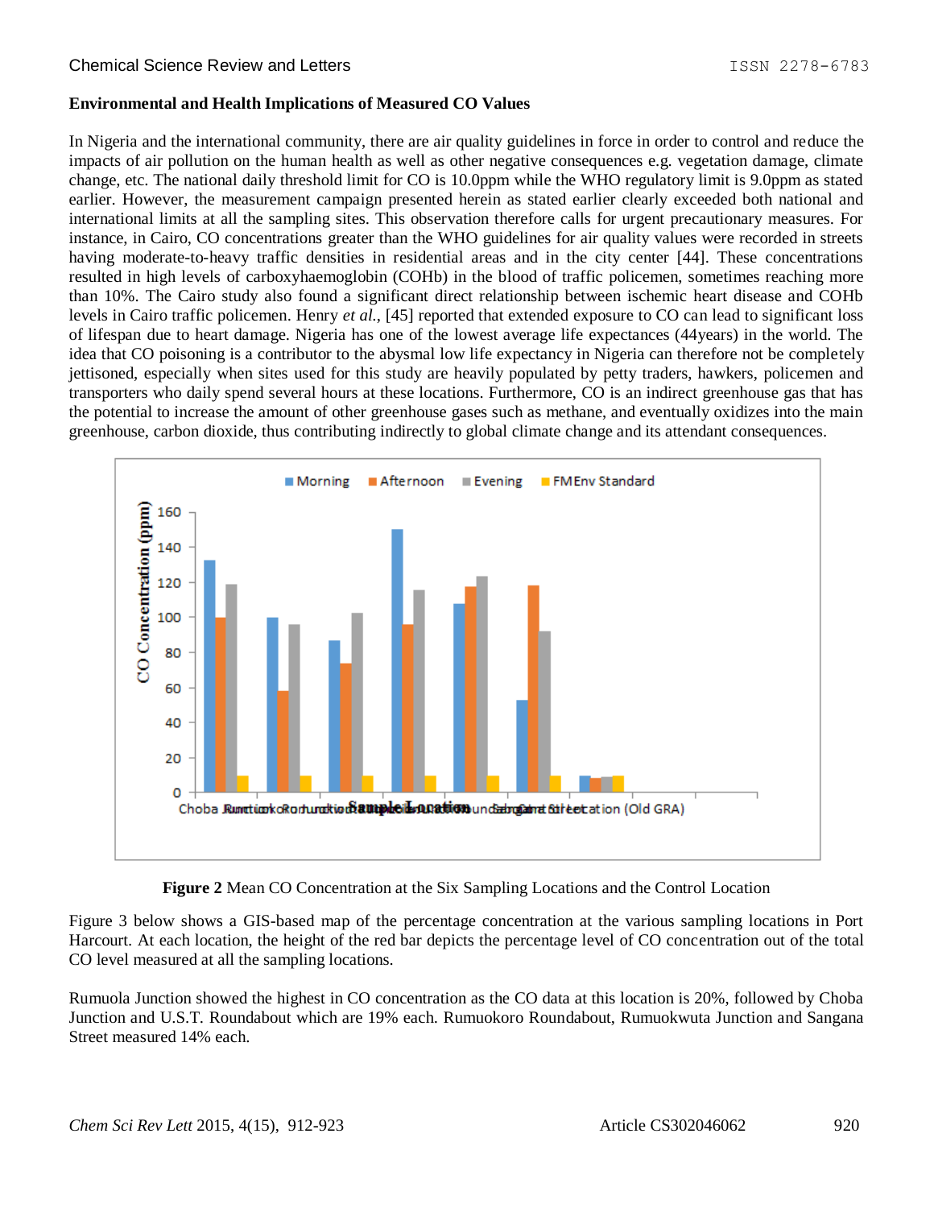**Environmental and Health Implications of Measured CO Values**

In Nigeria and the international community, there are air quality guidelines in force in order to control and reduce the impacts of air pollution on the human health as well as other negative consequences e.g. vegetation damage, climate change, etc. The national daily threshold limit for CO is 10.0ppm while the WHO regulatory limit is 9.0ppm as stated earlier. However, the measurement campaign presented herein as stated earlier clearly exceeded both national and international limits at all the sampling sites. This observation therefore calls for urgent precautionary measures. For instance, in Cairo, CO concentrations greater than the WHO guidelines for air quality values were recorded in streets having moderate-to-heavy traffic densities in residential areas and in the city center [44]. These concentrations resulted in high levels of carboxyhaemoglobin (COHb) in the blood of traffic policemen, sometimes reaching more than 10%. The Cairo study also found a significant direct relationship between ischemic heart disease and COHb levels in Cairo traffic policemen. Henry *et al.*, [45] reported that extended exposure to CO can lead to significant loss of lifespan due to heart damage. Nigeria has one of the lowest average life expectancies (44years) in the world. The idea that CO poisoning is a contributor to the abysmal low life expectancy in Nigeria can therefore not be completely jettisoned, especially when sites used for this study are heavily populated by petty traders, hawkers, policemen and transporters who daily spend several hours at these locations. Furthermore, CO is an indirect greenhouse gas that has the potential to increase the amount of other greenhouse gases such as methane, and eventually oxidizes into the main greenhouse, carbon dioxide, thus contributing indirectly to global climate change and its attendant consequences.

**Figure 2** Mean CO Concentration at the Six Sampling Locations and the Control Location

Figure 3 below shows a GIS-based map of the percentage concentration at the various sampling locations in Port Harcourt. At each location, the height of the red bar depicts the percentage level of CO concentration out of the total CO level measured at all the sampling locations.

Rumuola Junction showed the highest in CO concentration as the CO data at this location is 20%, followed by Choba Junction and U.S.T. Roundabout which are 19% each. Rumuokoro Roundabout, Rumuokwuta Junction and Sangana Street measured 14% each.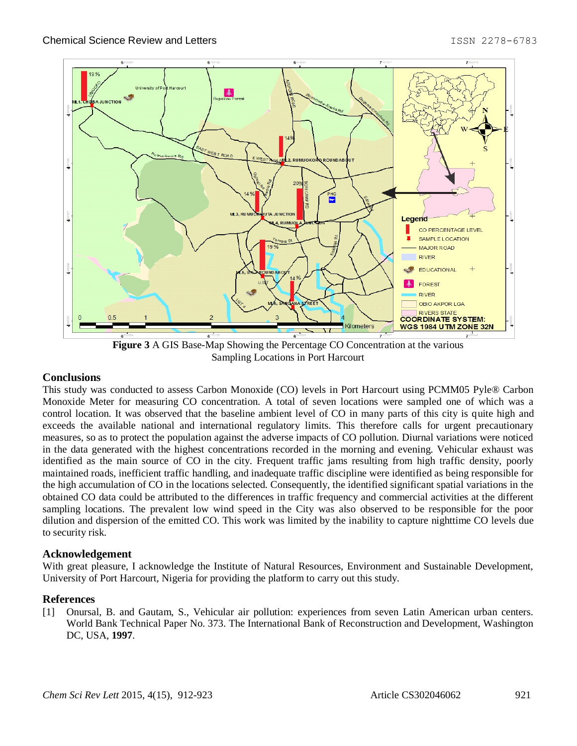**Figure 3** A GIS Base-Map Showing the Percentage CO Concentration at the various Sampling Locations in Port Harcourt

## Conclusions

This study was conducted to assess Carbon Monoxide (CO) levels in Port Harcourt using PCMM05 Pyle® Carbon Monoxide Meter for measuring CO concentration. A total of seven locations were sampled one of which was a control location. It was observed that the baseline ambient level of CO in many parts of this city is quite high and exceeds the available national and international regulatory limits. This therefore calls for urgent precautionary measures, so as to protect the population against the adverse impacts of CO pollution. Diurnal variations were noticed in the data generated with the highest concentrations recorded in the morning and evening. Vehicular exhaust was identified as the main source of CO in the city. Frequent traffic jams resulting from high traffic density, poorly maintained roads, inefficient traffic handling, and inadequate traffic discipline were identified as being responsible for the high accumulation of CO in the locations selected. Consequently, the identified significant spatial variations in the obtained CO data could be attributed to the differences in traffic frequency and commercial activities at the different sampling locations. The prevalent low wind speed in the City was also observed to be responsible for the poor dilution and dispersion of the emitted CO. This work was limited by the inability to capture nighttime CO levels due to security risk.

## Acknowledgement

With great pleasure, I acknowledge the Institute of Natural Resources, Environment and Sustainable Development, University of Port Harcourt, Nigeria for providing the platform to carry out this study.

## References

[1] Onursal, B. and Gautam, S., Vehicular air pollution: experiences from seven Latin American urban centers. World Bank Technical Paper No. 373. The International Bank of Reconstruction and Development, Washington DC, USA, **1997**.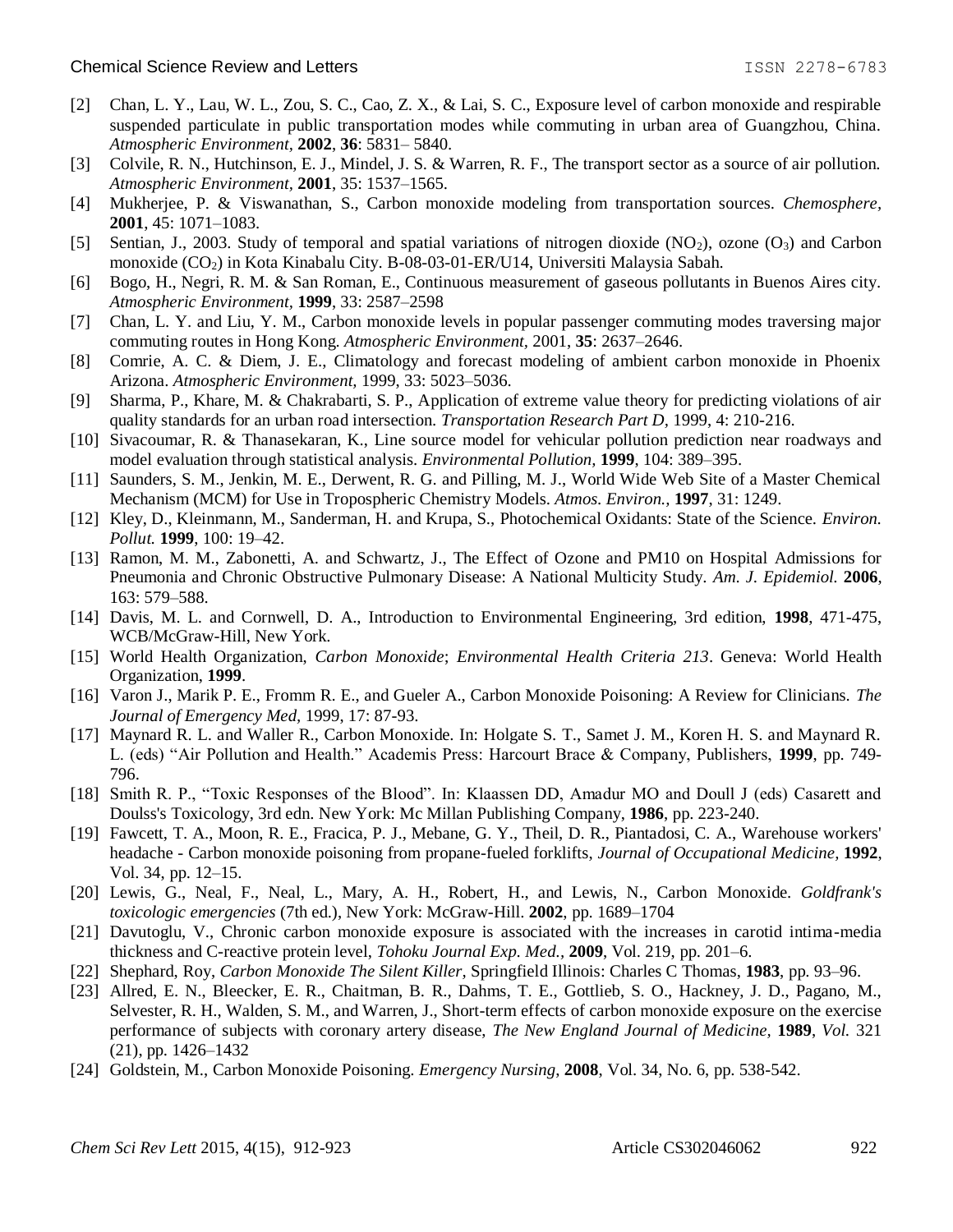[2] Chan, L. Y., Lau, W. L., Zou, S. C., Cao, Z. X., & Lai, S. C., Exposure level of carbon monoxide and respirable suspended particulate in public transportation modes while commuting in urban area of Guangzhou, China. *Atmospheric Environment*, **2002**, **36**: 5831– 5840.

[3] Colvile, R. N., Hutchinson, E. J., Mindel, J. S. & Warren, R. F., The transport sector as a source of air pollution. *Atmospheric Environment*, **2001**, 35: 1537–1565.

[4] Mukherjee, P. & Viswanathan, S., Carbon monoxide modeling from transportation sources. *Chemosphere,* **2001**, 45: 1071–1083.

[5] Sentian, J., 2003. Study of temporal and spatial variations of nitrogen dioxide ($NO_2$), ozone ($O_3$) and Carbon monoxide ($CO_2$) in Kota Kinabalu City. B-08-03-01-ER/U14, Universiti Malaysia Sabah.

[6] Bogo, H., Negri, R. M. & San Roman, E., Continuous measurement of gaseous pollutants in Buenos Aires city. *Atmospheric Environment*, **1999**, 33: 2587–2598

[7] Chan, L. Y. and Liu, Y. M., Carbon monoxide levels in popular passenger commuting modes traversing major commuting routes in Hong Kong. *Atmospheric Environment*, 2001, **35**: 2637–2646.

[8] Comrie, A. C. & Diem, J. E., Climatology and forecast modeling of ambient carbon monoxide in Phoenix Arizona. *Atmospheric Environment*, 1999, 33: 5023–5036.

[9] Sharma, P., Khare, M. & Chakrabarti, S. P., Application of extreme value theory for predicting violations of air quality standards for an urban road intersection. *Transportation Research Part D*, 1999, 4: 210-216.

[10] Sivacoumar, R. & Thanasekaran, K., Line source model for vehicular pollution prediction near roadways and model evaluation through statistical analysis. *Environmental Pollution,* **1999**, 104: 389–395.

[11] Saunders, S. M., Jenkin, M. E., Derwent, R. G. and Pilling, M. J., World Wide Web Site of a Master Chemical Mechanism (MCM) for Use in Tropospheric Chemistry Models. *Atmos. Environ.,* **1997**, 31: 1249.

[12] Kley, D., Kleinmann, M., Sanderman, H. and Krupa, S., Photochemical Oxidants: State of the Science. *Environ. Pollut.* **1999**, 100: 19–42.

[13] Ramon, M. M., Zabonetti, A. and Schwartz, J., The Effect of Ozone and PM10 on Hospital Admissions for Pneumonia and Chronic Obstructive Pulmonary Disease: A National Multicity Study. *Am. J. Epidemiol.* **2006**, 163: 579–588.

[14] Davis, M. L. and Cornwell, D. A., Introduction to Environmental Engineering, 3rd edition, **1998**, 471-475, WCB/McGraw-Hill, New York.

[15] World Health Organization, *Carbon Monoxide*; *Environmental Health Criteria 213*. Geneva: World Health Organization, **1999**.

[16] Varon J., Marik P. E., Fromm R. E., and Gueler A., Carbon Monoxide Poisoning: A Review for Clinicians. *The Journal of Emergency Med*, 1999, 17: 87-93.

[17] Maynard R. L. and Waller R., Carbon Monoxide. In: Holgate S. T., Samet J. M., Koren H. S. and Maynard R. L. (eds) "Air Pollution and Health." Academis Press: Harcourt Brace & Company, Publishers, **1999**, pp. 749-796.

[18] Smith R. P., "Toxic Responses of the Blood". In: Klaassen DD, Amadur MO and Doull J (eds) Casarett and Doulss's Toxicology, 3rd edn. New York: Mc Millan Publishing Company, **1986**, pp. 223-240.

[19] Fawcett, T. A., Moon, R. E., Fracica, P. J., Mebane, G. Y., Theil, D. R., Piantadosi, C. A., Warehouse workers' headache - Carbon monoxide poisoning from propane-fueled forklifts, *Journal of Occupational Medicine*, **1992**, Vol. 34, pp. 12–15.

[20] Lewis, G., Neal, F., Neal, L., Mary, A. H., Robert, H., and Lewis, N., Carbon Monoxide. *Goldfrank's toxicologic emergencies* (7th ed.), New York: McGraw-Hill. **2002**, pp. 1689–1704

[21] Davutoglu, V., Chronic carbon monoxide exposure is associated with the increases in carotid intima-media thickness and C-reactive protein level, *Tohoku Journal Exp. Med.,* **2009**, Vol. 219, pp. 201–6.

[22] Shephard, Roy, *Carbon Monoxide The Silent Killer,* Springfield Illinois: Charles C Thomas, **1983**, pp. 93–96.

[23] Allred, E. N., Bleecker, E. R., Chaitman, B. R., Dahms, T. E., Gottlieb, S. O., Hackney, J. D., Pagano, M., Selvester, R. H., Walden, S. M., and Warren, J., Short-term effects of carbon monoxide exposure on the exercise performance of subjects with coronary artery disease, *The New England Journal of Medicine*, **1989**, *Vol.* 321 (21), pp. 1426–1432

[24] Goldstein, M., Carbon Monoxide Poisoning. *Emergency Nursing*, **2008**, Vol. 34, No. 6, pp. 538-542.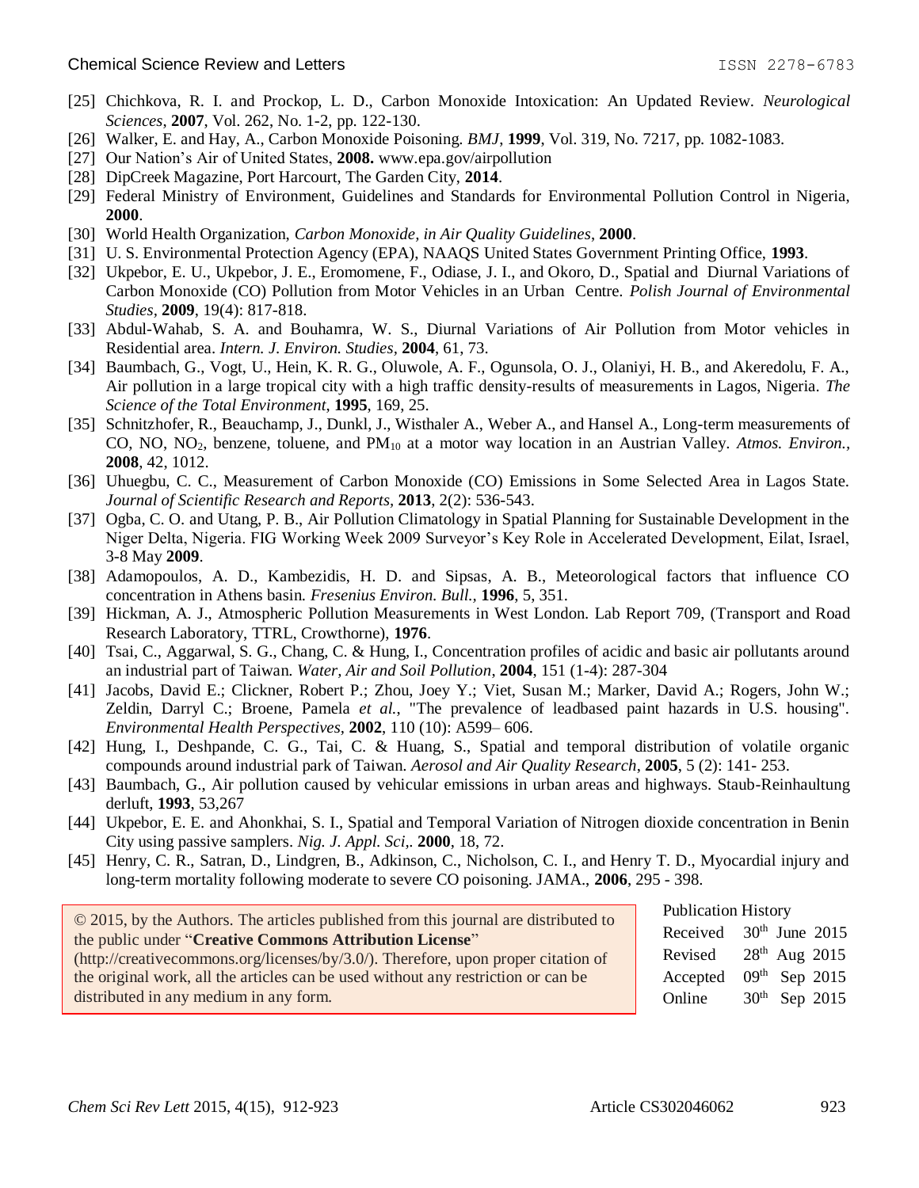[25] Chichkova, R. I. and Prockop, L. D., Carbon Monoxide Intoxication: An Updated Review. *Neurological Sciences*, **2007**, Vol. 262, No. 1-2, pp. 122-130.

[26] Walker, E. and Hay, A., Carbon Monoxide Poisoning. *BMJ*, **1999**, Vol. 319, No. 7217, pp. 1082-1083.

[27] Our Nation's Air of United States, **2008.** www.epa.gov/airpollution

[28] DipCreek Magazine, Port Harcourt, The Garden City, **2014**.

[29] Federal Ministry of Environment, Guidelines and Standards for Environmental Pollution Control in Nigeria, **2000**.

[30] World Health Organization, *Carbon Monoxide, in Air Quality Guidelines*, **2000**.

[31] U. S. Environmental Protection Agency (EPA), NAAQS United States Government Printing Office, **1993**.

[32] Ukpebor, E. U., Ukpebor, J. E., Eromomene, F., Odiase, J. I., and Okoro, D., Spatial and Diurnal Variations of Carbon Monoxide (CO) Pollution from Motor Vehicles in an Urban Centre. *Polish Journal of Environmental Studies*, **2009**, 19(4): 817-818.

[33] Abdul-Wahab, S. A. and Bouhamra, W. S., Diurnal Variations of Air Pollution from Motor vehicles in Residential area. *Intern. J. Environ. Studies*, **2004**, 61, 73.

[34] Baumbach, G., Vogt, U., Hein, K. R. G., Oluwole, A. F., Ogunsola, O. J., Olaniyi, H. B., and Akeredolu, F. A., Air pollution in a large tropical city with a high traffic density-results of measurements in Lagos, Nigeria. *The Science of the Total Environment*, **1995**, 169, 25.

[35] Schnitzhofer, R., Beauchamp, J., Dunkl, J., Wisthaler A., Weber A., and Hansel A., Long-term measurements of CO, NO, $NO_2$, benzene, toluene, and $PM_{10}$ at a motor way location in an Austrian Valley. *Atmos. Environ.*, **2008**, 42, 1012.

[36] Uhuegbu, C. C., Measurement of Carbon Monoxide (CO) Emissions in Some Selected Area in Lagos State. *Journal of Scientific Research and Reports*, **2013**, 2(2): 536-543.

[37] Ogba, C. O. and Utang, P. B., Air Pollution Climatology in Spatial Planning for Sustainable Development in the Niger Delta, Nigeria. FIG Working Week 2009 Surveyor's Key Role in Accelerated Development, Eilat, Israel, 3-8 May **2009**.

[38] Adamopoulos, A. D., Kambezidis, H. D. and Sipsas, A. B., Meteorological factors that influence CO concentration in Athens basin. *Fresenius Environ. Bull.*, **1996**, 5, 351.

[39] Hickman, A. J., Atmospheric Pollution Measurements in West London. Lab Report 709, (Transport and Road Research Laboratory, TTRL, Crowthorne), **1976**.

[40] Tsai, C., Aggarwal, S. G., Chang, C. & Hung, I., Concentration profiles of acidic and basic air pollutants around an industrial part of Taiwan. *Water, Air and Soil Pollution*, **2004**, 151 (1-4): 287-304

[41] Jacobs, David E.; Clickner, Robert P.; Zhou, Joey Y.; Viet, Susan M.; Marker, David A.; Rogers, John W.; Zeldin, Darryl C.; Broene, Pamela *et al.*, "The prevalence of leadbased paint hazards in U.S. housing". *Environmental Health Perspectives*, **2002**, 110 (10): A599– 606.

[42] Hung, I., Deshpande, C. G., Tai, C. & Huang, S., Spatial and temporal distribution of volatile organic compounds around industrial park of Taiwan. *Aerosol and Air Quality Research*, **2005**, 5 (2): 141- 253.

[43] Baumbach, G., Air pollution caused by vehicular emissions in urban areas and highways. Staub-Reinhaultung derluft, **1993**, 53,267

[44] Ukpebor, E. E. and Ahonkhai, S. I., Spatial and Temporal Variation of Nitrogen dioxide concentration in Benin City using passive samplers. *Nig. J. Appl. Sci*,. **2000**, 18, 72.

[45] Henry, C. R., Satran, D., Lindgren, B., Adkinson, C., Nicholson, C. I., and Henry T. D., Myocardial injury and long-term mortality following moderate to severe CO poisoning. JAMA., **2006**, 295 - 398.

© 2015, by the Authors. The articles published from this journal are distributed to the public under "**Creative Commons Attribution License**" (http://creativecommons.org/licenses/by/3.0/). Therefore, upon proper citation of the original work, all the articles can be used without any restriction or can be distributed in any medium in any form.

| Publication History | |
|---|---|
| Received | 30th June 2015 |
| Revised | 28th Aug 2015 |
| Accepted | 09th Sep 2015 |
| Online | 30th Sep 2015 |